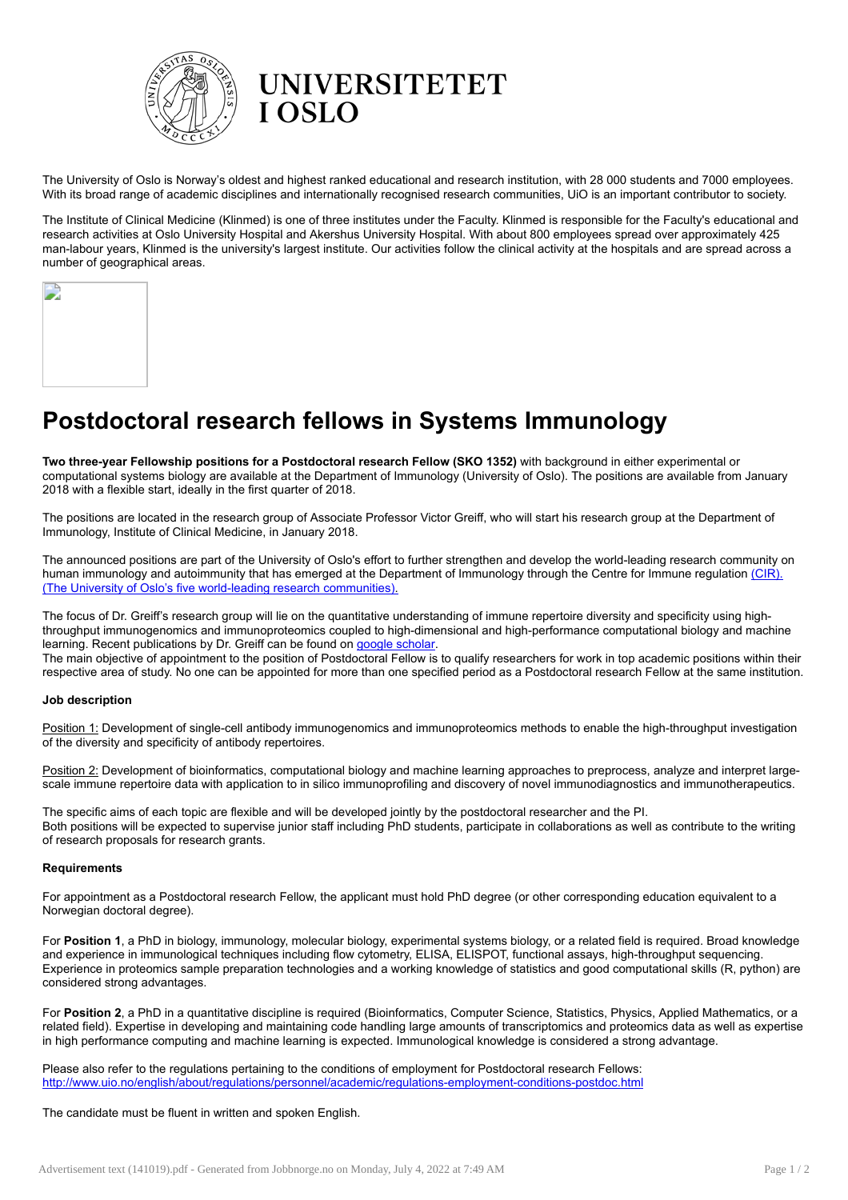UNIVERSITETET I OSLO

The University of Oslo is Norway's oldest and highest ranked educational and research institution, with 28 000 students and 7000 employees. With its broad range of academic disciplines and internationally recognised research communities, UiO is an important contributor to society.

The Institute of Clinical Medicine (Klinmed) is one of three institutes under the Faculty. Klinmed is responsible for the Faculty's educational and research activities at Oslo University Hospital and Akershus University Hospital. With about 800 employees spread over approximately 425 man-labour years, Klinmed is the university's largest institute. Our activities follow the clinical activity at the hospitals and are spread across a number of geographical areas.

# Postdoctoral research fellows in Systems Immunology

**Two three-year Fellowship positions for a Postdoctoral research Fellow (SKO 1352)** with background in either experimental or computational systems biology are available at the Department of Immunology (University of Oslo). The positions are available from January 2018 with a flexible start, ideally in the first quarter of 2018.

The positions are located in the research group of Associate Professor Victor Greiff, who will start his research group at the Department of Immunology, Institute of Clinical Medicine, in January 2018.

The announced positions are part of the University of Oslo's effort to further strengthen and develop the world-leading research community on human immunology and autoimmunity that has emerged at the Department of Immunology through the Centre for Immune regulation (CIR). (The University of Oslo's five world-leading research communities).

The focus of Dr. Greiff's research group will lie on the quantitative understanding of immune repertoire diversity and specificity using high-throughput immunogenomics and immunoproteomics coupled to high-dimensional and high-performance computational biology and machine learning. Recent publications by Dr. Greiff can be found on google scholar.
The main objective of appointment to the position of Postdoctoral Fellow is to qualify researchers for work in top academic positions within their respective area of study. No one can be appointed for more than one specified period as a Postdoctoral research Fellow at the same institution.

**Job description**

Position 1: Development of single-cell antibody immunogenomics and immunoproteomics methods to enable the high-throughput investigation of the diversity and specificity of antibody repertoires.

Position 2: Development of bioinformatics, computational biology and machine learning approaches to preprocess, analyze and interpret large-scale immune repertoire data with application to in silico immunoprofiling and discovery of novel immunodiagnostics and immunotherapeutics.

The specific aims of each topic are flexible and will be developed jointly by the postdoctoral researcher and the PI.
Both positions will be expected to supervise junior staff including PhD students, participate in collaborations as well as contribute to the writing of research proposals for research grants.

**Requirements**

For appointment as a Postdoctoral research Fellow, the applicant must hold PhD degree (or other corresponding education equivalent to a Norwegian doctoral degree).

For **Position 1**, a PhD in biology, immunology, molecular biology, experimental systems biology, or a related field is required. Broad knowledge and experience in immunological techniques including flow cytometry, ELISA, ELISPOT, functional assays, high-throughput sequencing. Experience in proteomics sample preparation technologies and a working knowledge of statistics and good computational skills (R, python) are considered strong advantages.

For **Position 2**, a PhD in a quantitative discipline is required (Bioinformatics, Computer Science, Statistics, Physics, Applied Mathematics, or a related field). Expertise in developing and maintaining code handling large amounts of transcriptomics and proteomics data as well as expertise in high performance computing and machine learning is expected. Immunological knowledge is considered a strong advantage.

Please also refer to the regulations pertaining to the conditions of employment for Postdoctoral research Fellows:
http://www.uio.no/english/about/regulations/personnel/academic/regulations-employment-conditions-postdoc.html

The candidate must be fluent in written and spoken English.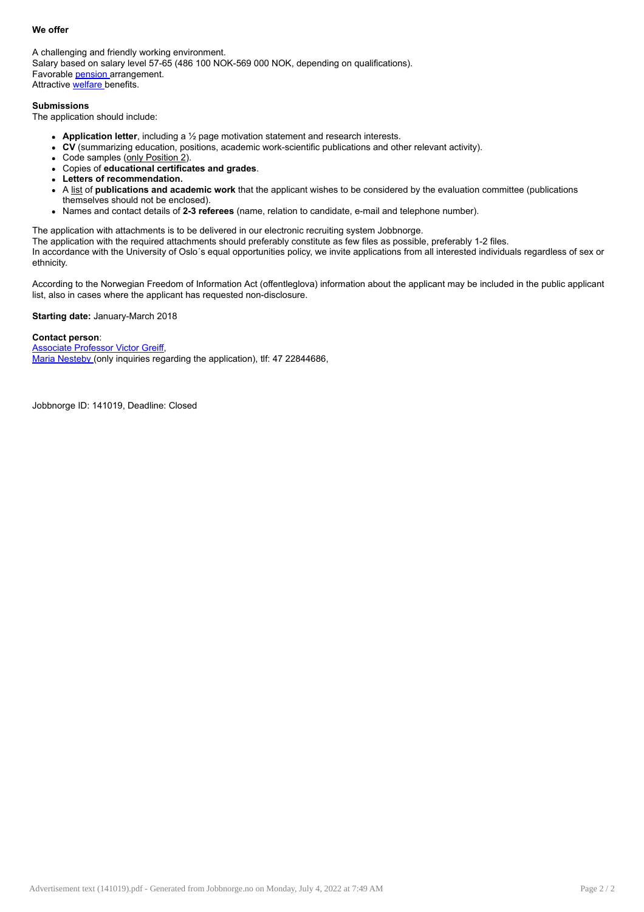**We offer**

A challenging and friendly working environment.
Salary based on salary level 57-65 (486 100 NOK-569 000 NOK, depending on qualifications).
Favorable pension arrangement.
Attractive welfare benefits.

**Submissions**
The application should include:

- **Application letter**, including a ½ page motivation statement and research interests.
- **CV** (summarizing education, positions, academic work-scientific publications and other relevant activity).
- Code samples (only Position 2).
- Copies of **educational certificates and grades**.
- **Letters of recommendation.**
- A list of **publications and academic work** that the applicant wishes to be considered by the evaluation committee (publications themselves should not be enclosed).
- Names and contact details of **2-3 referees** (name, relation to candidate, e-mail and telephone number).

The application with attachments is to be delivered in our electronic recruiting system Jobbnorge.
The application with the required attachments should preferably constitute as few files as possible, preferably 1-2 files.
In accordance with the University of Oslo´s equal opportunities policy, we invite applications from all interested individuals regardless of sex or ethnicity.

According to the Norwegian Freedom of Information Act (offentleglova) information about the applicant may be included in the public applicant list, also in cases where the applicant has requested non-disclosure.

**Starting date:** January-March 2018

**Contact person**:
Associate Professor Victor Greiff,
Maria Nesteby (only inquiries regarding the application), tlf: 47 22844686,

Jobbnorge ID: 141019, Deadline: Closed